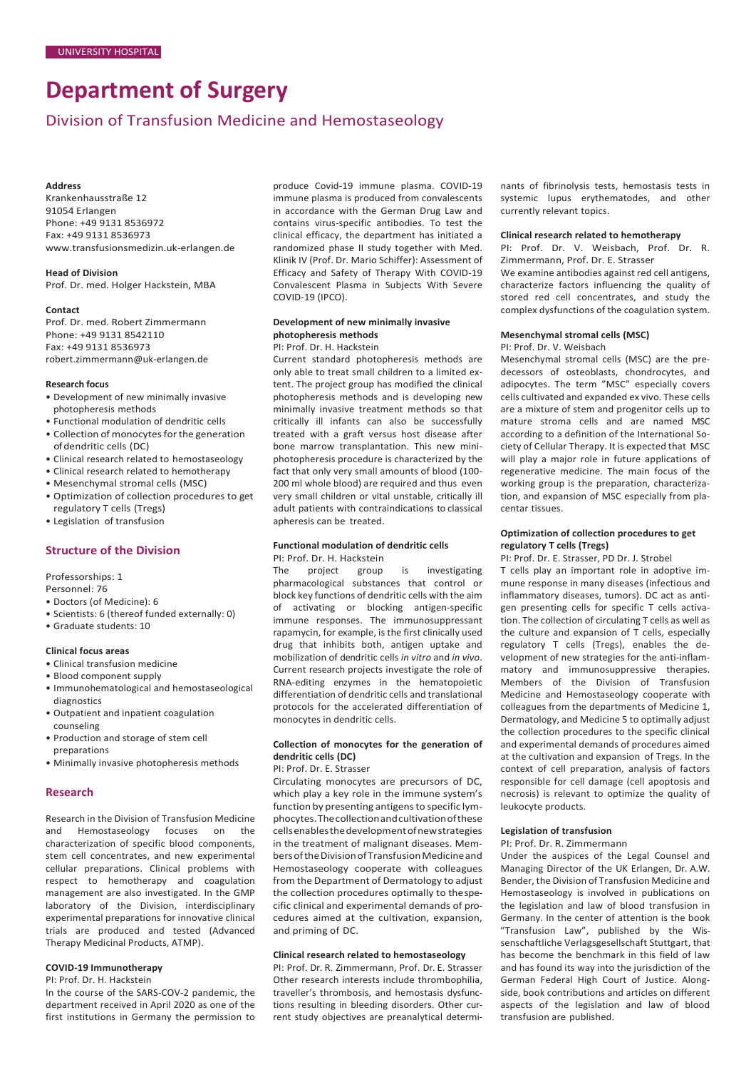UNIVERSITY HOSPITAL

# Department of Surgery

## Division of Transfusion Medicine and Hemostaseology

### Address

Krankenhausstraße 12
91054 Erlangen
Phone: +49 9131 8536972
Fax: +49 9131 8536973
www.transfusionsmedizin.uk-erlangen.de

### Head of Division

Prof. Dr. med. Holger Hackstein, MBA

### Contact

Prof. Dr. med. Robert Zimmermann
Phone: +49 9131 8542110
Fax: +49 9131 8536973
robert.zimmermann@uk-erlangen.de

### Research focus

- Development of new minimally invasive photopheresis methods
- Functional modulation of dendritic cells
- Collection of monocytes for the generation of dendritic cells (DC)
- Clinical research related to hemostaseology
- Clinical research related to hemotherapy
- Mesenchymal stromal cells (MSC)
- Optimization of collection procedures to get regulatory T cells (Tregs)
- Legislation of transfusion

## Structure of the Division

Professorships: 1
Personnel: 76

- Doctors (of Medicine): 6
- Scientists: 6 (thereof funded externally: 0)
- Graduate students: 10

### Clinical focus areas

- Clinical transfusion medicine
- Blood component supply
- Immunohematological and hemostaseological diagnostics
- Outpatient and inpatient coagulation counseling
- Production and storage of stem cell preparations
- Minimally invasive photopheresis methods

## Research

Research in the Division of Transfusion Medicine and Hemostaseology focuses on the characterization of specific blood components, stem cell concentrates, and new experimental cellular preparations. Clinical problems with respect to hemotherapy and coagulation management are also investigated. In the GMP laboratory of the Division, interdisciplinary experimental preparations for innovative clinical trials are produced and tested (Advanced Therapy Medicinal Products, ATMP).

### COVID-19 Immunotherapy

PI: Prof. Dr. H. Hackstein

In the course of the SARS-COV-2 pandemic, the department received in April 2020 as one of the first institutions in Germany the permission to produce Covid-19 immune plasma. COVID-19 immune plasma is produced from convalescents in accordance with the German Drug Law and contains virus-specific antibodies. To test the clinical efficacy, the department has initiated a randomized phase II study together with Med. Klinik IV (Prof. Dr. Mario Schiffer): Assessment of Efficacy and Safety of Therapy With COVID-19 Convalescent Plasma in Subjects With Severe COVID-19 (IPCO).

### Development of new minimally invasive photopheresis methods

PI: Prof. Dr. H. Hackstein

Current standard photopheresis methods are only able to treat small children to a limited extent. The project group has modified the clinical photopheresis methods and is developing new minimally invasive treatment methods so that critically ill infants can also be successfully treated with a graft versus host disease after bone marrow transplantation. This new mini-photopheresis procedure is characterized by the fact that only very small amounts of blood (100-200 ml whole blood) are required and thus even very small children or vital unstable, critically ill adult patients with contraindications to classical apheresis can be treated.

### Functional modulation of dendritic cells

PI: Prof. Dr. H. Hackstein

The project group is investigating pharmacological substances that control or block key functions of dendritic cells with the aim of activating or blocking antigen-specific immune responses. The immunosuppressant rapamycin, for example, is the first clinically used drug that inhibits both, antigen uptake and mobilization of dendritic cells *in vitro* and *in vivo*. Current research projects investigate the role of RNA-editing enzymes in the hematopoietic differentiation of dendritic cells and translational protocols for the accelerated differentiation of monocytes in dendritic cells.

### Collection of monocytes for the generation of dendritic cells (DC)

PI: Prof. Dr. E. Strasser

Circulating monocytes are precursors of DC, which play a key role in the immune system's function by presenting antigens to specific lymphocytes. The collection and cultivation of these cells enables the development of new strategies in the treatment of malignant diseases. Members of the Division of Transfusion Medicine and Hemostaseology cooperate with colleagues from the Department of Dermatology to adjust the collection procedures optimally to the specific clinical and experimental demands of procedures aimed at the cultivation, expansion, and priming of DC.

### Clinical research related to hemostaseology

PI: Prof. Dr. R. Zimmermann, Prof. Dr. E. Strasser

Other research interests include thrombophilia, traveller's thrombosis, and hemostasis dysfunctions resulting in bleeding disorders. Other current study objectives are preanalytical determinants of fibrinolysis tests, hemostasis tests in systemic lupus erythematodes, and other currently relevant topics.

### Clinical research related to hemotherapy

PI: Prof. Dr. V. Weisbach, Prof. Dr. R. Zimmermann, Prof. Dr. E. Strasser

We examine antibodies against red cell antigens, characterize factors influencing the quality of stored red cell concentrates, and study the complex dysfunctions of the coagulation system.

### Mesenchymal stromal cells (MSC)

PI: Prof. Dr. V. Weisbach

Mesenchymal stromal cells (MSC) are the predecessors of osteoblasts, chondrocytes, and adipocytes. The term "MSC" especially covers cells cultivated and expanded ex vivo. These cells are a mixture of stem and progenitor cells up to mature stroma cells and are named MSC according to a definition of the International Society of Cellular Therapy. It is expected that MSC will play a major role in future applications of regenerative medicine. The main focus of the working group is the preparation, characterization, and expansion of MSC especially from placentar tissues.

### Optimization of collection procedures to get regulatory T cells (Tregs)

PI: Prof. Dr. E. Strasser, PD Dr. J. Strobel

T cells play an important role in adoptive immune response in many diseases (infectious and inflammatory diseases, tumors). DC act as antigen presenting cells for specific T cells activation. The collection of circulating T cells as well as the culture and expansion of T cells, especially regulatory T cells (Tregs), enables the development of new strategies for the anti-inflammatory and immunosuppressive therapies. Members of the Division of Transfusion Medicine and Hemostaseology cooperate with colleagues from the departments of Medicine 1, Dermatology, and Medicine 5 to optimally adjust the collection procedures to the specific clinical and experimental demands of procedures aimed at the cultivation and expansion of Tregs. In the context of cell preparation, analysis of factors responsible for cell damage (cell apoptosis and necrosis) is relevant to optimize the quality of leukocyte products.

### Legislation of transfusion

PI: Prof. Dr. R. Zimmermann

Under the auspices of the Legal Counsel and Managing Director of the UK Erlangen, Dr. A.W. Bender, the Division of Transfusion Medicine and Hemostaseology is involved in publications on the legislation and law of blood transfusion in Germany. In the center of attention is the book "Transfusion Law", published by the Wissenschaftliche Verlagsgesellschaft Stuttgart, that has become the benchmark in this field of law and has found its way into the jurisdiction of the German Federal High Court of Justice. Alongside, book contributions and articles on different aspects of the legislation and law of blood transfusion are published.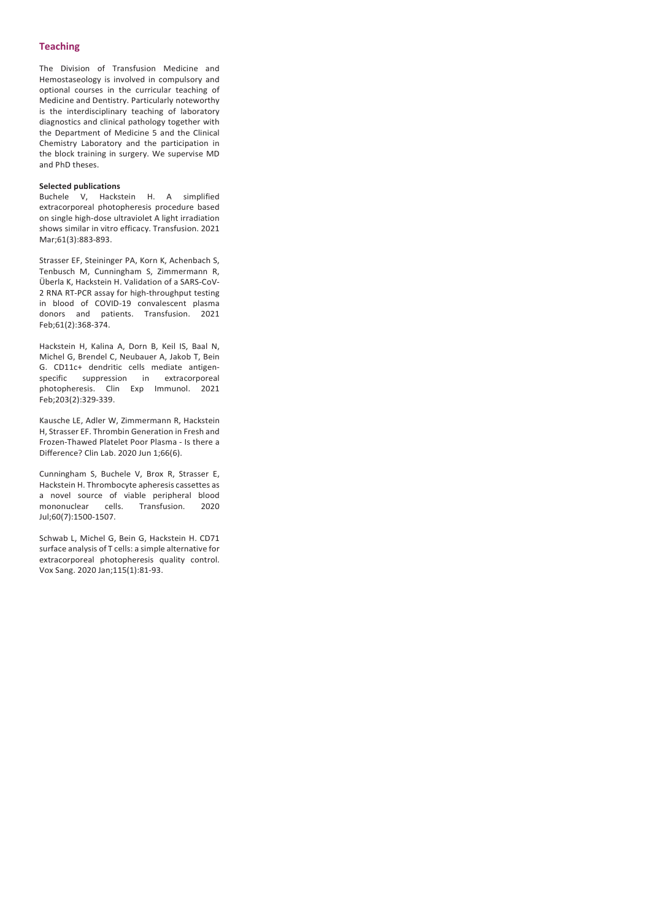## Teaching

The Division of Transfusion Medicine and Hemostaseology is involved in compulsory and optional courses in the curricular teaching of Medicine and Dentistry. Particularly noteworthy is the interdisciplinary teaching of laboratory diagnostics and clinical pathology together with the Department of Medicine 5 and the Clinical Chemistry Laboratory and the participation in the block training in surgery. We supervise MD and PhD theses.

**Selected publications**

Buchele V, Hackstein H. A simplified extracorporeal photopheresis procedure based on single high-dose ultraviolet A light irradiation shows similar in vitro efficacy. Transfusion. 2021 Mar;61(3):883-893.

Strasser EF, Steininger PA, Korn K, Achenbach S, Tenbusch M, Cunningham S, Zimmermann R, Überla K, Hackstein H. Validation of a SARS-CoV-2 RNA RT-PCR assay for high-throughput testing in blood of COVID-19 convalescent plasma donors and patients. Transfusion. 2021 Feb;61(2):368-374.

Hackstein H, Kalina A, Dorn B, Keil IS, Baal N, Michel G, Brendel C, Neubauer A, Jakob T, Bein G. CD11c+ dendritic cells mediate antigen-specific suppression in extracorporeal photopheresis. Clin Exp Immunol. 2021 Feb;203(2):329-339.

Kausche LE, Adler W, Zimmermann R, Hackstein H, Strasser EF. Thrombin Generation in Fresh and Frozen-Thawed Platelet Poor Plasma - Is there a Difference? Clin Lab. 2020 Jun 1;66(6).

Cunningham S, Buchele V, Brox R, Strasser E, Hackstein H. Thrombocyte apheresis cassettes as a novel source of viable peripheral blood mononuclear cells. Transfusion. 2020 Jul;60(7):1500-1507.

Schwab L, Michel G, Bein G, Hackstein H. CD71 surface analysis of T cells: a simple alternative for extracorporeal photopheresis quality control. Vox Sang. 2020 Jan;115(1):81-93.